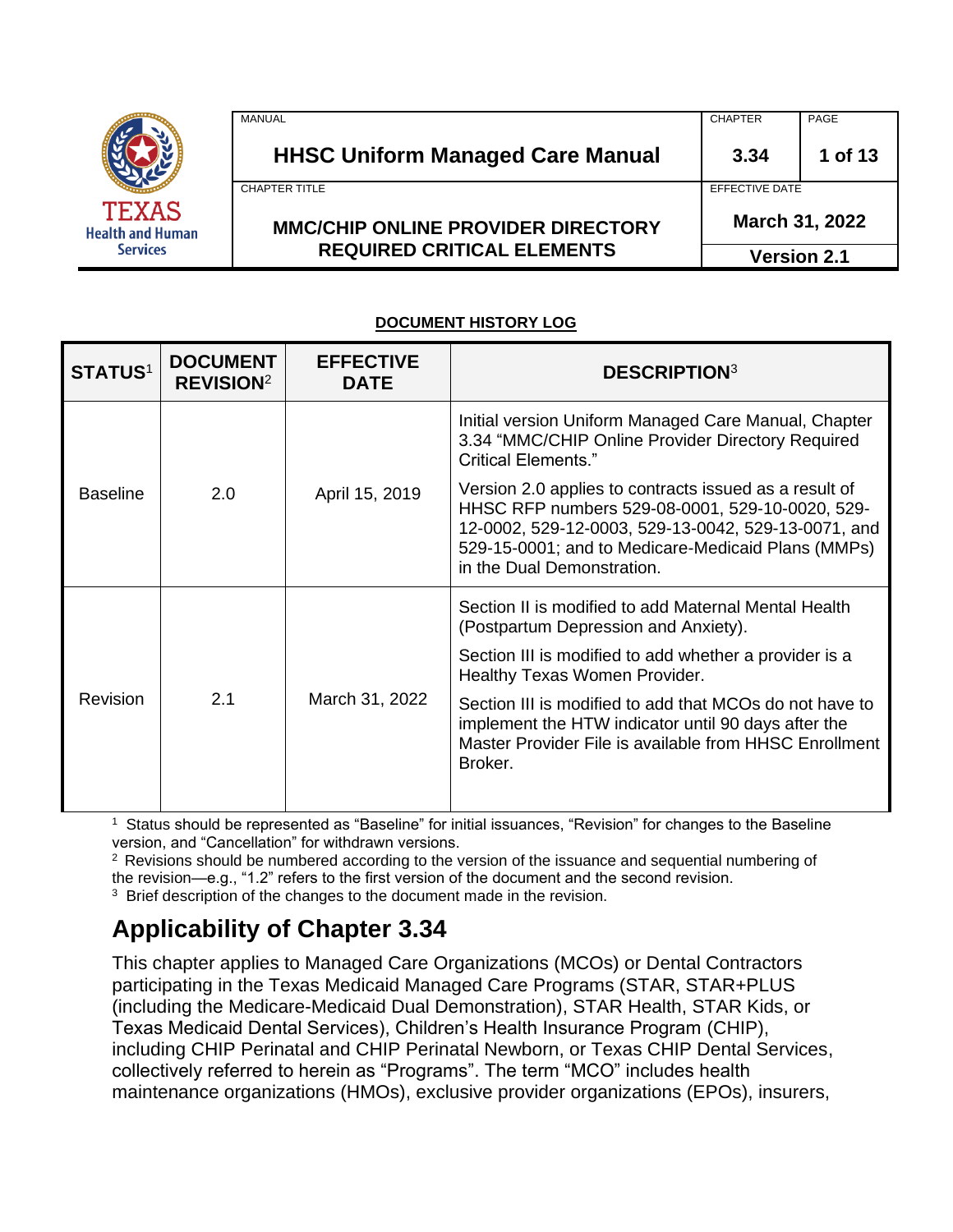| MANUAL | CHAPTER | PAGE |
|---|---|---|
| **HHSC Uniform Managed Care Manual** | **3.34** | **1 of 13** |
| CHAPTER TITLE | EFFECTIVE DATE | |
| **MMC/CHIP ONLINE PROVIDER DIRECTORY REQUIRED CRITICAL ELEMENTS** | **March 31, 2022** | |
| | **Version 2.1** | |

**DOCUMENT HISTORY LOG**

| STATUS[1] | DOCUMENT REVISION[2] | EFFECTIVE DATE | DESCRIPTION[3] |
|---|---|---|---|
| Baseline | 2.0 | April 15, 2019 | Initial version Uniform Managed Care Manual, Chapter 3.34 "MMC/CHIP Online Provider Directory Required Critical Elements." Version 2.0 applies to contracts issued as a result of HHSC RFP numbers 529-08-0001, 529-10-0020, 529-12-0002, 529-12-0003, 529-13-0042, 529-13-0071, and 529-15-0001; and to Medicare-Medicaid Plans (MMPs) in the Dual Demonstration. |
| Revision | 2.1 | March 31, 2022 | Section II is modified to add Maternal Mental Health (Postpartum Depression and Anxiety). Section III is modified to add whether a provider is a Healthy Texas Women Provider. Section III is modified to add that MCOs do not have to implement the HTW indicator until 90 days after the Master Provider File is available from HHSC Enrollment Broker. |

[1] Status should be represented as "Baseline" for initial issuances, "Revision" for changes to the Baseline version, and "Cancellation" for withdrawn versions.
[2] Revisions should be numbered according to the version of the issuance and sequential numbering of the revision—e.g., "1.2" refers to the first version of the document and the second revision.
[3] Brief description of the changes to the document made in the revision.

## Applicability of Chapter 3.34

This chapter applies to Managed Care Organizations (MCOs) or Dental Contractors participating in the Texas Medicaid Managed Care Programs (STAR, STAR+PLUS (including the Medicare-Medicaid Dual Demonstration), STAR Health, STAR Kids, or Texas Medicaid Dental Services), Children's Health Insurance Program (CHIP), including CHIP Perinatal and CHIP Perinatal Newborn, or Texas CHIP Dental Services, collectively referred to herein as "Programs". The term "MCO" includes health maintenance organizations (HMOs), exclusive provider organizations (EPOs), insurers,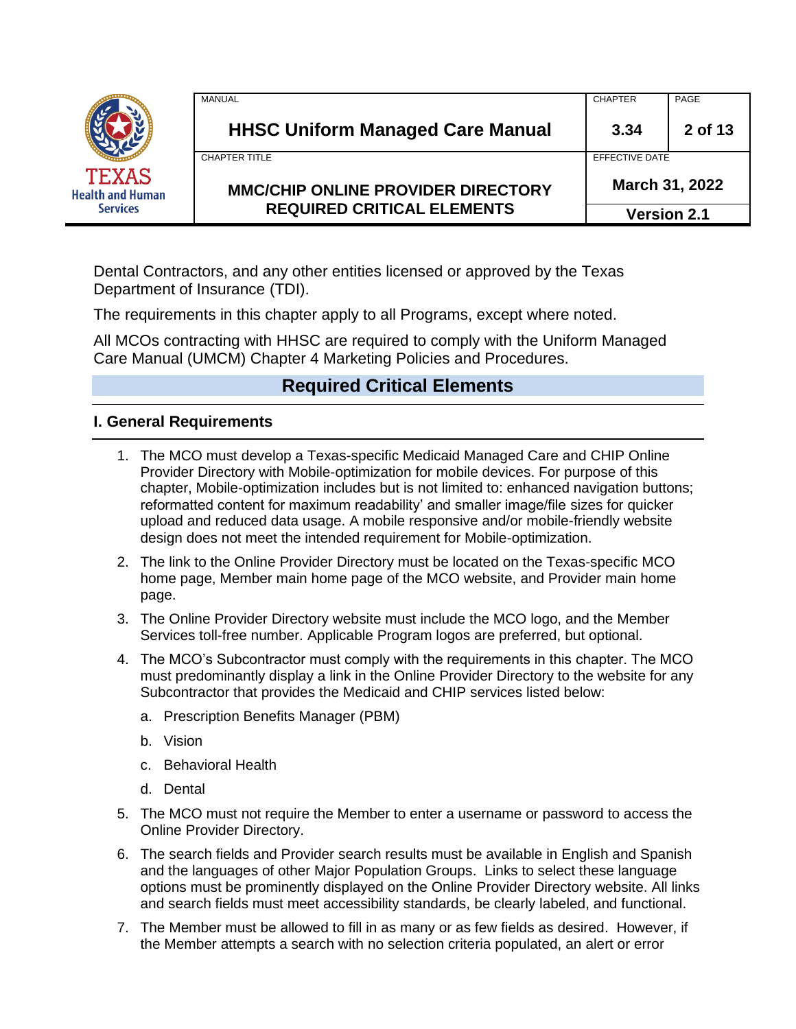Dental Contractors, and any other entities licensed or approved by the Texas Department of Insurance (TDI).

The requirements in this chapter apply to all Programs, except where noted.

All MCOs contracting with HHSC are required to comply with the Uniform Managed Care Manual (UMCM) Chapter 4 Marketing Policies and Procedures.

## Required Critical Elements

### I. General Requirements

1. The MCO must develop a Texas-specific Medicaid Managed Care and CHIP Online Provider Directory with Mobile-optimization for mobile devices. For purpose of this chapter, Mobile-optimization includes but is not limited to: enhanced navigation buttons; reformatted content for maximum readability' and smaller image/file sizes for quicker upload and reduced data usage. A mobile responsive and/or mobile-friendly website design does not meet the intended requirement for Mobile-optimization.
2. The link to the Online Provider Directory must be located on the Texas-specific MCO home page, Member main home page of the MCO website, and Provider main home page.
3. The Online Provider Directory website must include the MCO logo, and the Member Services toll-free number. Applicable Program logos are preferred, but optional.
4. The MCO's Subcontractor must comply with the requirements in this chapter. The MCO must predominantly display a link in the Online Provider Directory to the website for any Subcontractor that provides the Medicaid and CHIP services listed below:
   a. Prescription Benefits Manager (PBM)
   b. Vision
   c. Behavioral Health
   d. Dental
5. The MCO must not require the Member to enter a username or password to access the Online Provider Directory.
6. The search fields and Provider search results must be available in English and Spanish and the languages of other Major Population Groups. Links to select these language options must be prominently displayed on the Online Provider Directory website. All links and search fields must meet accessibility standards, be clearly labeled, and functional.
7. The Member must be allowed to fill in as many or as few fields as desired. However, if the Member attempts a search with no selection criteria populated, an alert or error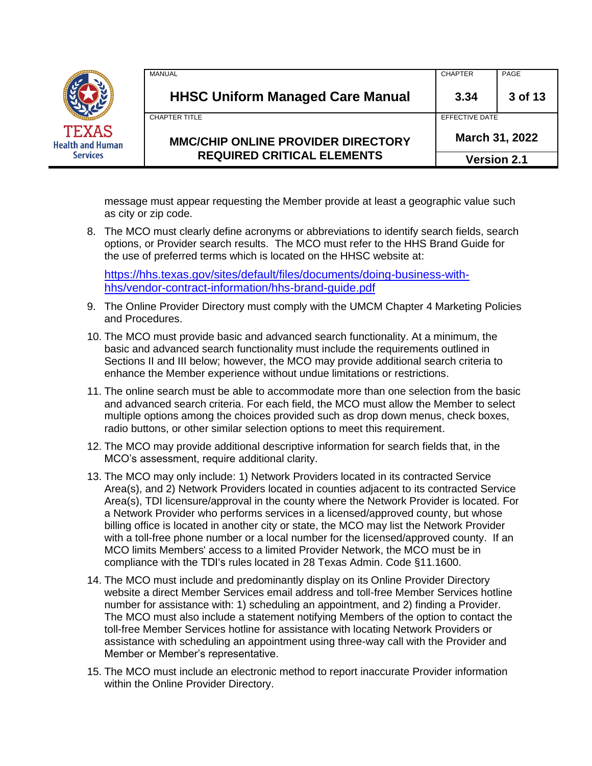message must appear requesting the Member provide at least a geographic value such as city or zip code.

8. The MCO must clearly define acronyms or abbreviations to identify search fields, search options, or Provider search results. The MCO must refer to the HHS Brand Guide for the use of preferred terms which is located on the HHSC website at:

   https://hhs.texas.gov/sites/default/files/documents/doing-business-with-hhs/vendor-contract-information/hhs-brand-guide.pdf

9. The Online Provider Directory must comply with the UMCM Chapter 4 Marketing Policies and Procedures.

10. The MCO must provide basic and advanced search functionality. At a minimum, the basic and advanced search functionality must include the requirements outlined in Sections II and III below; however, the MCO may provide additional search criteria to enhance the Member experience without undue limitations or restrictions.

11. The online search must be able to accommodate more than one selection from the basic and advanced search criteria. For each field, the MCO must allow the Member to select multiple options among the choices provided such as drop down menus, check boxes, radio buttons, or other similar selection options to meet this requirement.

12. The MCO may provide additional descriptive information for search fields that, in the MCO's assessment, require additional clarity.

13. The MCO may only include: 1) Network Providers located in its contracted Service Area(s), and 2) Network Providers located in counties adjacent to its contracted Service Area(s), TDI licensure/approval in the county where the Network Provider is located. For a Network Provider who performs services in a licensed/approved county, but whose billing office is located in another city or state, the MCO may list the Network Provider with a toll-free phone number or a local number for the licensed/approved county. If an MCO limits Members' access to a limited Provider Network, the MCO must be in compliance with the TDI's rules located in 28 Texas Admin. Code §11.1600.

14. The MCO must include and predominantly display on its Online Provider Directory website a direct Member Services email address and toll-free Member Services hotline number for assistance with: 1) scheduling an appointment, and 2) finding a Provider. The MCO must also include a statement notifying Members of the option to contact the toll-free Member Services hotline for assistance with locating Network Providers or assistance with scheduling an appointment using three-way call with the Provider and Member or Member's representative.

15. The MCO must include an electronic method to report inaccurate Provider information within the Online Provider Directory.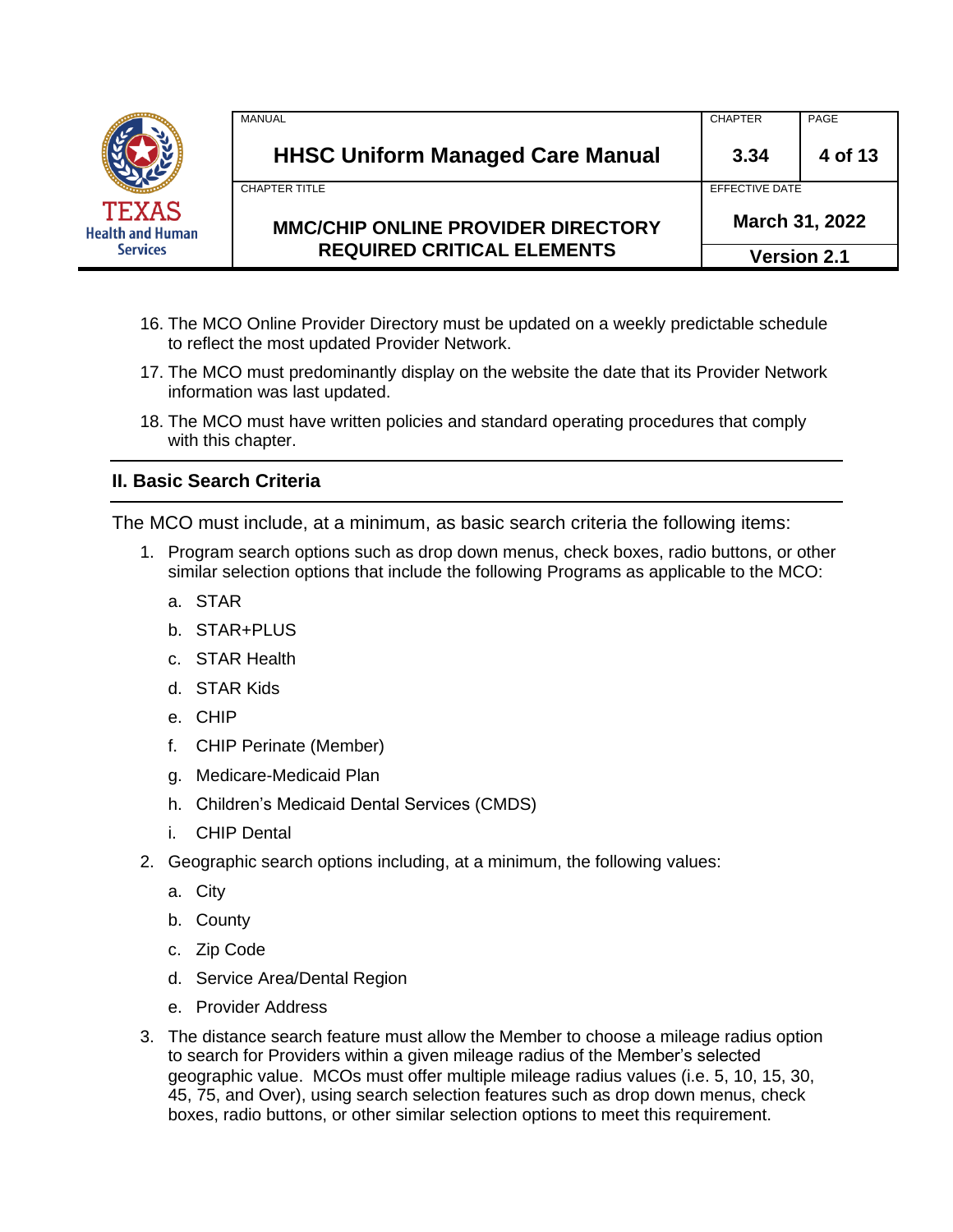16. The MCO Online Provider Directory must be updated on a weekly predictable schedule to reflect the most updated Provider Network.
17. The MCO must predominantly display on the website the date that its Provider Network information was last updated.
18. The MCO must have written policies and standard operating procedures that comply with this chapter.

## II. Basic Search Criteria

The MCO must include, at a minimum, as basic search criteria the following items:

1. Program search options such as drop down menus, check boxes, radio buttons, or other similar selection options that include the following Programs as applicable to the MCO:
   a. STAR
   b. STAR+PLUS
   c. STAR Health
   d. STAR Kids
   e. CHIP
   f. CHIP Perinate (Member)
   g. Medicare-Medicaid Plan
   h. Children's Medicaid Dental Services (CMDS)
   i. CHIP Dental
2. Geographic search options including, at a minimum, the following values:
   a. City
   b. County
   c. Zip Code
   d. Service Area/Dental Region
   e. Provider Address
3. The distance search feature must allow the Member to choose a mileage radius option to search for Providers within a given mileage radius of the Member's selected geographic value. MCOs must offer multiple mileage radius values (i.e. 5, 10, 15, 30, 45, 75, and Over), using search selection features such as drop down menus, check boxes, radio buttons, or other similar selection options to meet this requirement.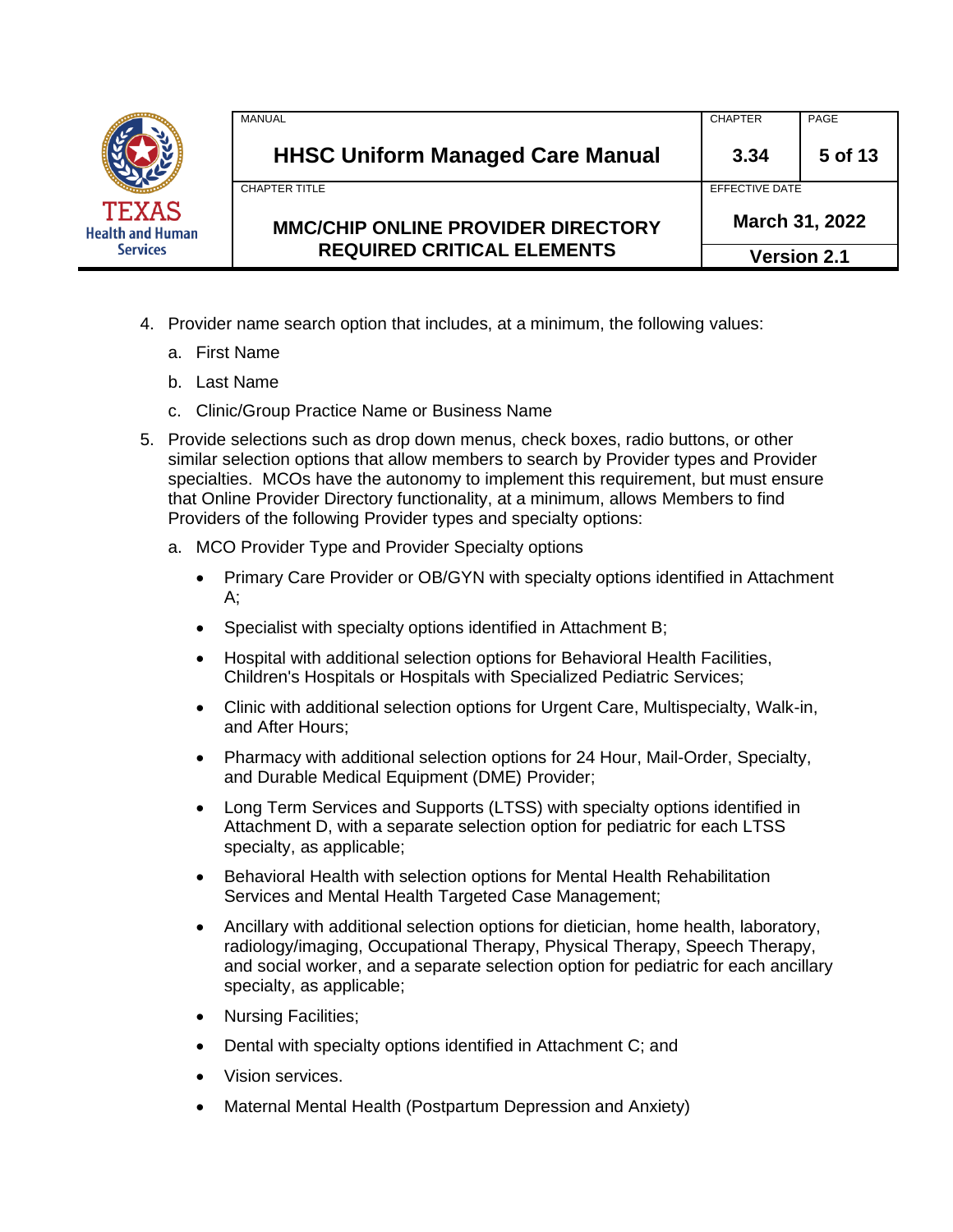4. Provider name search option that includes, at a minimum, the following values:
   a. First Name
   b. Last Name
   c. Clinic/Group Practice Name or Business Name
5. Provide selections such as drop down menus, check boxes, radio buttons, or other similar selection options that allow members to search by Provider types and Provider specialties. MCOs have the autonomy to implement this requirement, but must ensure that Online Provider Directory functionality, at a minimum, allows Members to find Providers of the following Provider types and specialty options:
   a. MCO Provider Type and Provider Specialty options
      - Primary Care Provider or OB/GYN with specialty options identified in Attachment A;
      - Specialist with specialty options identified in Attachment B;
      - Hospital with additional selection options for Behavioral Health Facilities, Children's Hospitals or Hospitals with Specialized Pediatric Services;
      - Clinic with additional selection options for Urgent Care, Multispecialty, Walk-in, and After Hours;
      - Pharmacy with additional selection options for 24 Hour, Mail-Order, Specialty, and Durable Medical Equipment (DME) Provider;
      - Long Term Services and Supports (LTSS) with specialty options identified in Attachment D, with a separate selection option for pediatric for each LTSS specialty, as applicable;
      - Behavioral Health with selection options for Mental Health Rehabilitation Services and Mental Health Targeted Case Management;
      - Ancillary with additional selection options for dietician, home health, laboratory, radiology/imaging, Occupational Therapy, Physical Therapy, Speech Therapy, and social worker, and a separate selection option for pediatric for each ancillary specialty, as applicable;
      - Nursing Facilities;
      - Dental with specialty options identified in Attachment C; and
      - Vision services.
      - Maternal Mental Health (Postpartum Depression and Anxiety)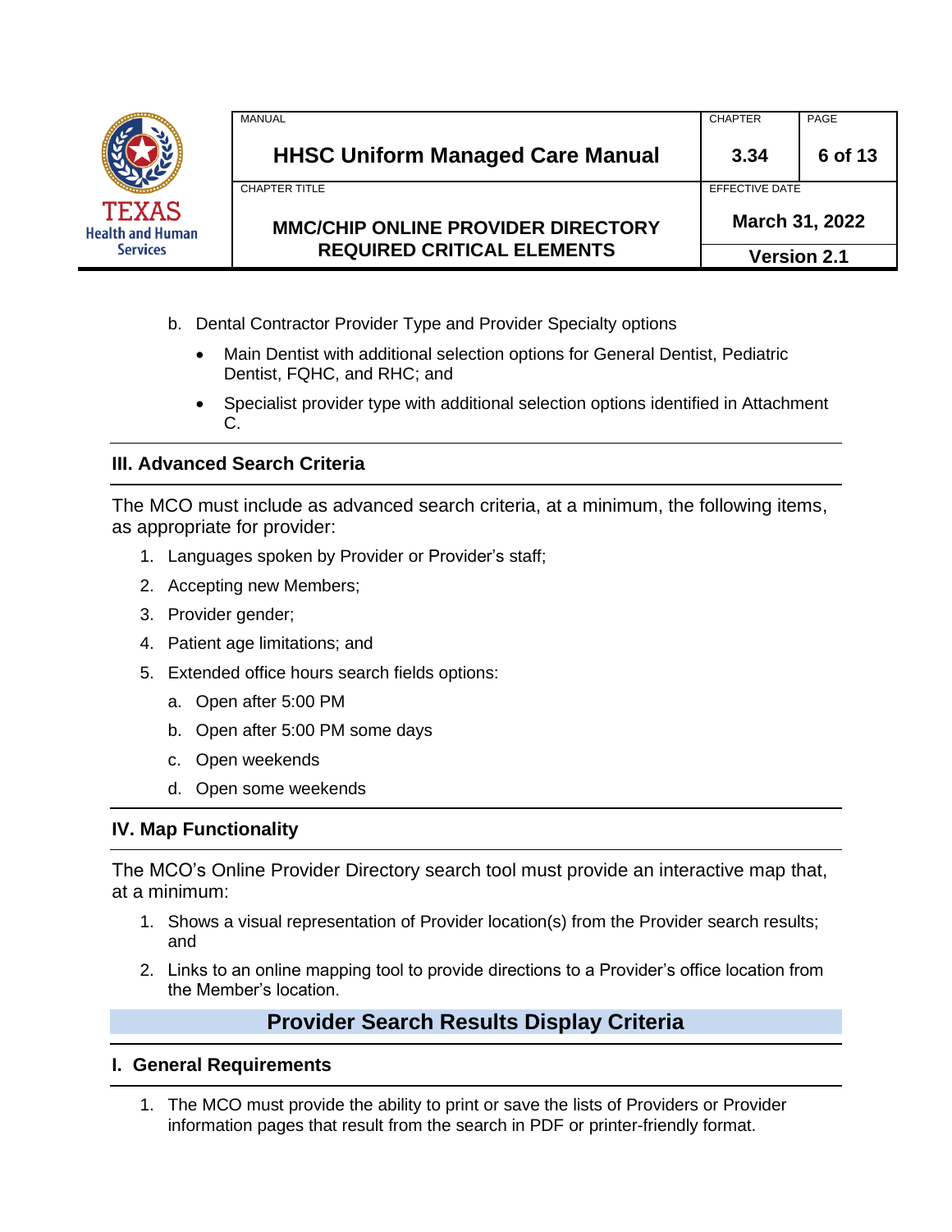b. Dental Contractor Provider Type and Provider Specialty options

- Main Dentist with additional selection options for General Dentist, Pediatric Dentist, FQHC, and RHC; and
- Specialist provider type with additional selection options identified in Attachment C.

### III. Advanced Search Criteria

The MCO must include as advanced search criteria, at a minimum, the following items, as appropriate for provider:

1. Languages spoken by Provider or Provider's staff;
2. Accepting new Members;
3. Provider gender;
4. Patient age limitations; and
5. Extended office hours search fields options:
   a. Open after 5:00 PM
   b. Open after 5:00 PM some days
   c. Open weekends
   d. Open some weekends

### IV. Map Functionality

The MCO's Online Provider Directory search tool must provide an interactive map that, at a minimum:

1. Shows a visual representation of Provider location(s) from the Provider search results; and
2. Links to an online mapping tool to provide directions to a Provider's office location from the Member's location.

## Provider Search Results Display Criteria

### I. General Requirements

1. The MCO must provide the ability to print or save the lists of Providers or Provider information pages that result from the search in PDF or printer-friendly format.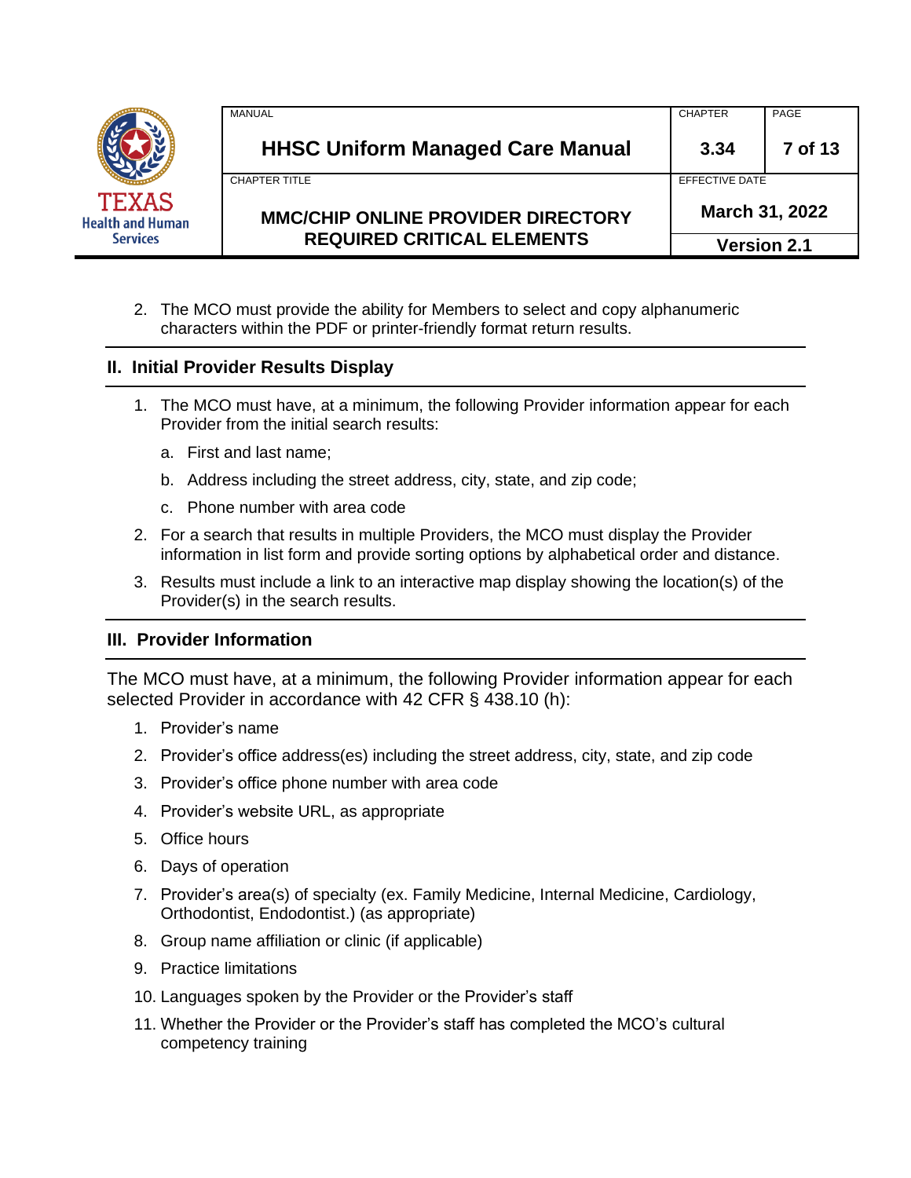2. The MCO must provide the ability for Members to select and copy alphanumeric characters within the PDF or printer-friendly format return results.

## II. Initial Provider Results Display

1. The MCO must have, at a minimum, the following Provider information appear for each Provider from the initial search results:

   a. First and last name;

   b. Address including the street address, city, state, and zip code;

   c. Phone number with area code

2. For a search that results in multiple Providers, the MCO must display the Provider information in list form and provide sorting options by alphabetical order and distance.

3. Results must include a link to an interactive map display showing the location(s) of the Provider(s) in the search results.

## III. Provider Information

The MCO must have, at a minimum, the following Provider information appear for each selected Provider in accordance with 42 CFR § 438.10 (h):

1. Provider's name
2. Provider's office address(es) including the street address, city, state, and zip code
3. Provider's office phone number with area code
4. Provider's website URL, as appropriate
5. Office hours
6. Days of operation
7. Provider's area(s) of specialty (ex. Family Medicine, Internal Medicine, Cardiology, Orthodontist, Endodontist.) (as appropriate)
8. Group name affiliation or clinic (if applicable)
9. Practice limitations
10. Languages spoken by the Provider or the Provider's staff
11. Whether the Provider or the Provider's staff has completed the MCO's cultural competency training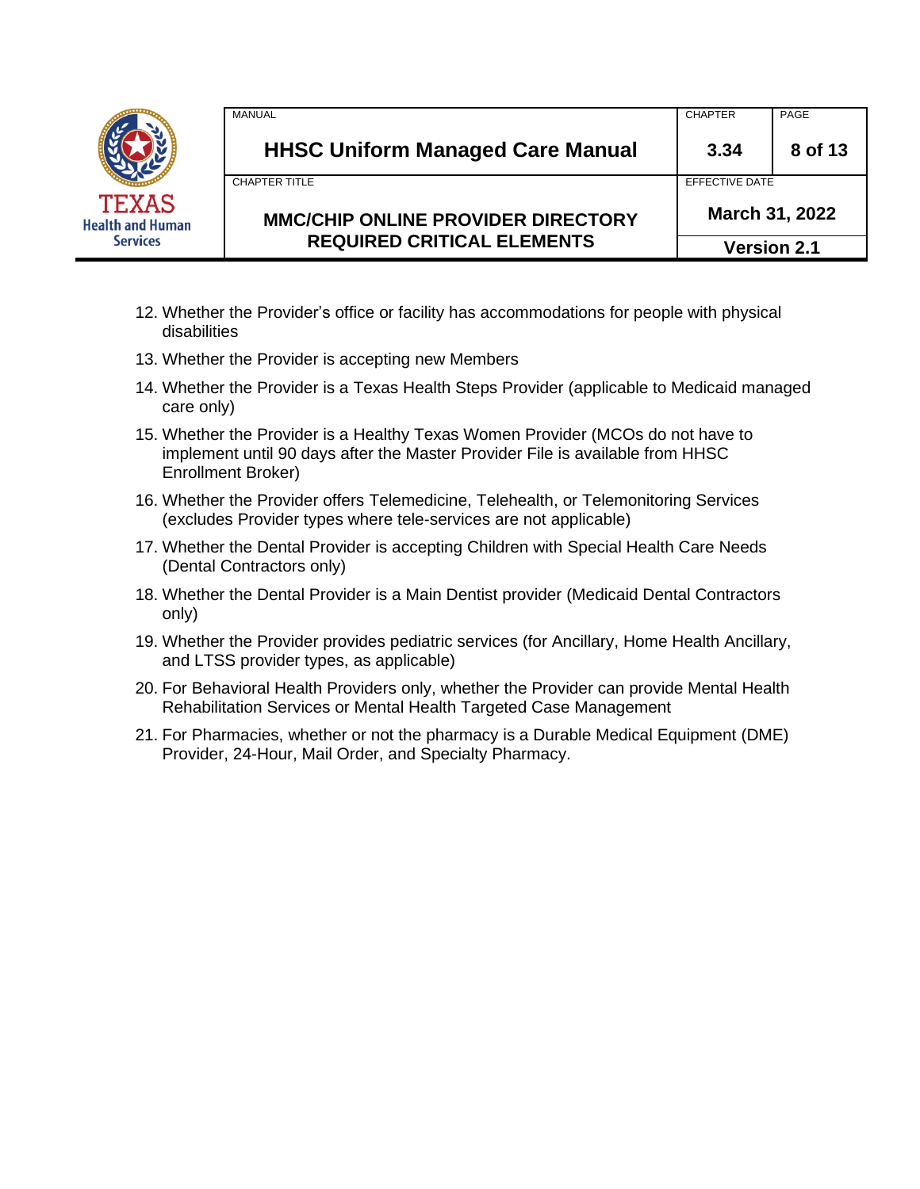12. Whether the Provider's office or facility has accommodations for people with physical disabilities
13. Whether the Provider is accepting new Members
14. Whether the Provider is a Texas Health Steps Provider (applicable to Medicaid managed care only)
15. Whether the Provider is a Healthy Texas Women Provider (MCOs do not have to implement until 90 days after the Master Provider File is available from HHSC Enrollment Broker)
16. Whether the Provider offers Telemedicine, Telehealth, or Telemonitoring Services (excludes Provider types where tele-services are not applicable)
17. Whether the Dental Provider is accepting Children with Special Health Care Needs (Dental Contractors only)
18. Whether the Dental Provider is a Main Dentist provider (Medicaid Dental Contractors only)
19. Whether the Provider provides pediatric services (for Ancillary, Home Health Ancillary, and LTSS provider types, as applicable)
20. For Behavioral Health Providers only, whether the Provider can provide Mental Health Rehabilitation Services or Mental Health Targeted Case Management
21. For Pharmacies, whether or not the pharmacy is a Durable Medical Equipment (DME) Provider, 24-Hour, Mail Order, and Specialty Pharmacy.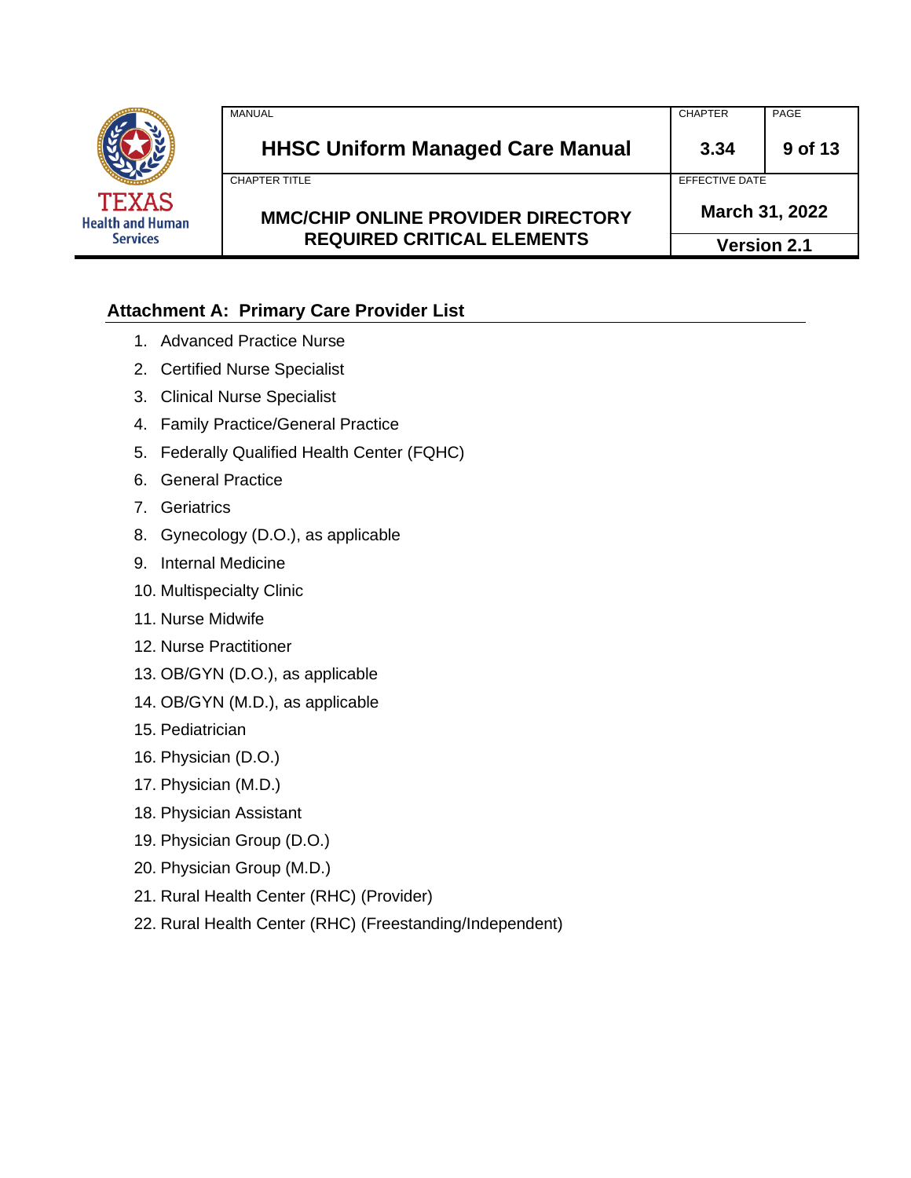## Attachment A: Primary Care Provider List

1. Advanced Practice Nurse
2. Certified Nurse Specialist
3. Clinical Nurse Specialist
4. Family Practice/General Practice
5. Federally Qualified Health Center (FQHC)
6. General Practice
7. Geriatrics
8. Gynecology (D.O.), as applicable
9. Internal Medicine
10. Multispecialty Clinic
11. Nurse Midwife
12. Nurse Practitioner
13. OB/GYN (D.O.), as applicable
14. OB/GYN (M.D.), as applicable
15. Pediatrician
16. Physician (D.O.)
17. Physician (M.D.)
18. Physician Assistant
19. Physician Group (D.O.)
20. Physician Group (M.D.)
21. Rural Health Center (RHC) (Provider)
22. Rural Health Center (RHC) (Freestanding/Independent)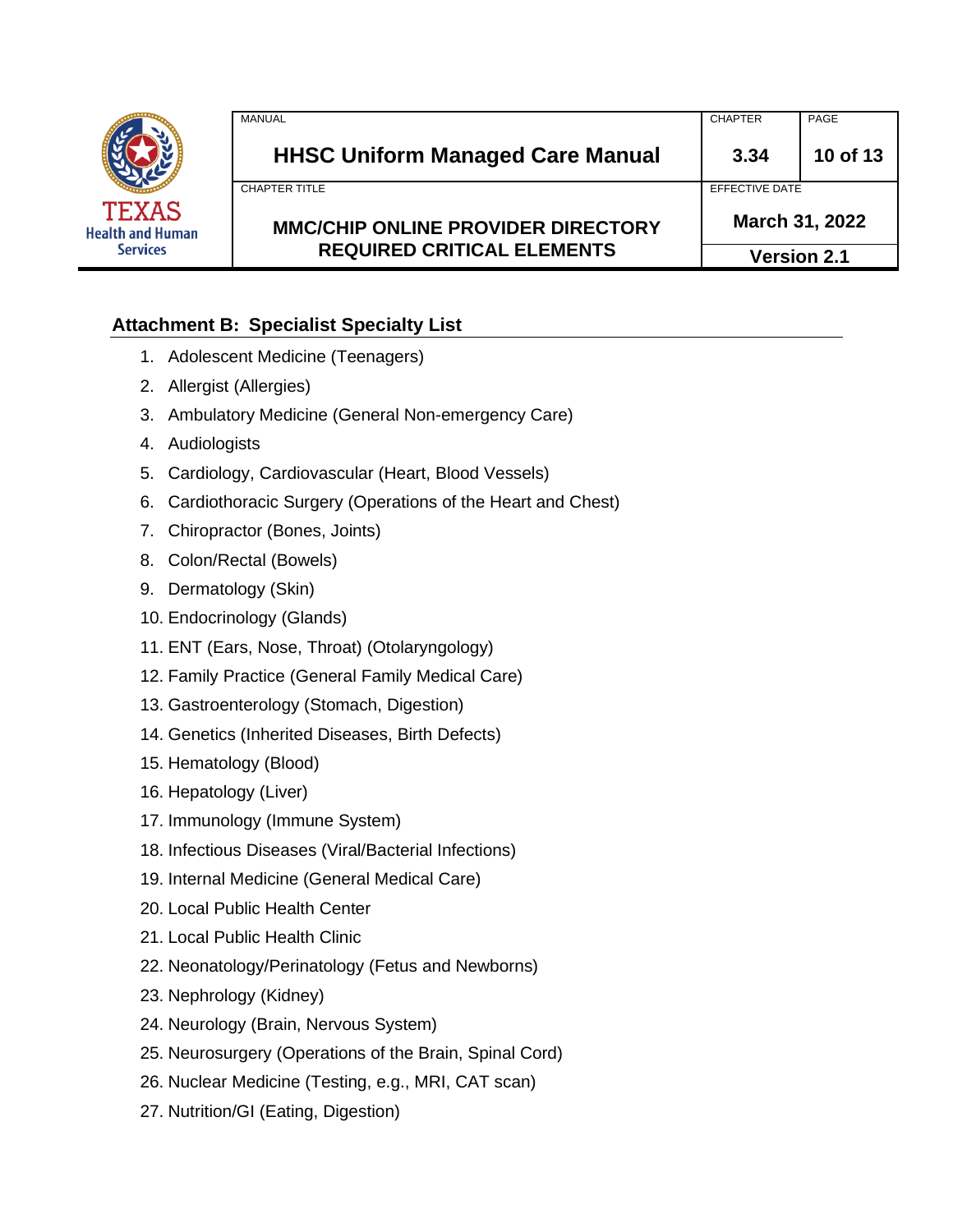## Attachment B: Specialist Specialty List

1. Adolescent Medicine (Teenagers)
2. Allergist (Allergies)
3. Ambulatory Medicine (General Non-emergency Care)
4. Audiologists
5. Cardiology, Cardiovascular (Heart, Blood Vessels)
6. Cardiothoracic Surgery (Operations of the Heart and Chest)
7. Chiropractor (Bones, Joints)
8. Colon/Rectal (Bowels)
9. Dermatology (Skin)
10. Endocrinology (Glands)
11. ENT (Ears, Nose, Throat) (Otolaryngology)
12. Family Practice (General Family Medical Care)
13. Gastroenterology (Stomach, Digestion)
14. Genetics (Inherited Diseases, Birth Defects)
15. Hematology (Blood)
16. Hepatology (Liver)
17. Immunology (Immune System)
18. Infectious Diseases (Viral/Bacterial Infections)
19. Internal Medicine (General Medical Care)
20. Local Public Health Center
21. Local Public Health Clinic
22. Neonatology/Perinatology (Fetus and Newborns)
23. Nephrology (Kidney)
24. Neurology (Brain, Nervous System)
25. Neurosurgery (Operations of the Brain, Spinal Cord)
26. Nuclear Medicine (Testing, e.g., MRI, CAT scan)
27. Nutrition/GI (Eating, Digestion)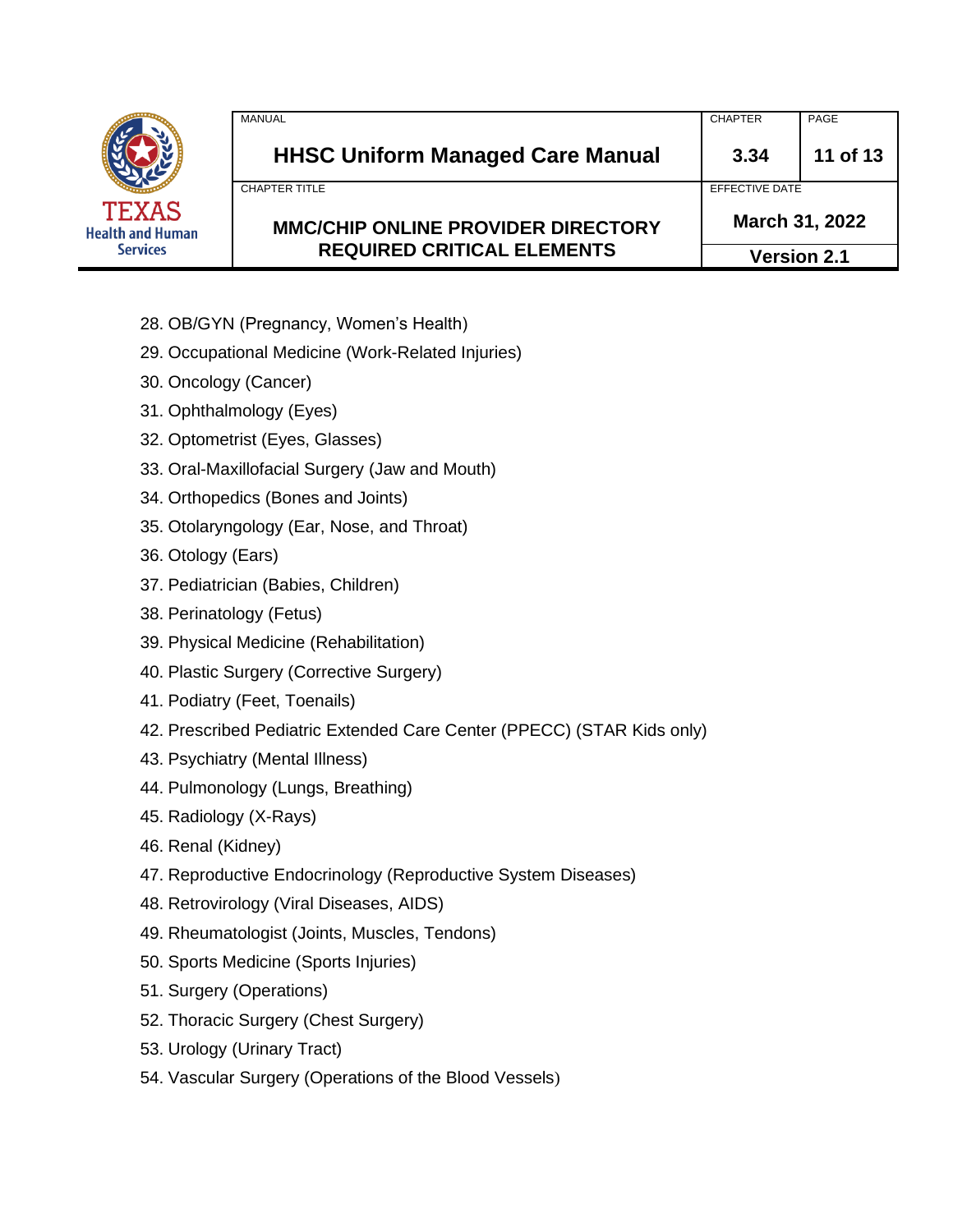28. OB/GYN (Pregnancy, Women's Health)
29. Occupational Medicine (Work-Related Injuries)
30. Oncology (Cancer)
31. Ophthalmology (Eyes)
32. Optometrist (Eyes, Glasses)
33. Oral-Maxillofacial Surgery (Jaw and Mouth)
34. Orthopedics (Bones and Joints)
35. Otolaryngology (Ear, Nose, and Throat)
36. Otology (Ears)
37. Pediatrician (Babies, Children)
38. Perinatology (Fetus)
39. Physical Medicine (Rehabilitation)
40. Plastic Surgery (Corrective Surgery)
41. Podiatry (Feet, Toenails)
42. Prescribed Pediatric Extended Care Center (PPECC) (STAR Kids only)
43. Psychiatry (Mental Illness)
44. Pulmonology (Lungs, Breathing)
45. Radiology (X-Rays)
46. Renal (Kidney)
47. Reproductive Endocrinology (Reproductive System Diseases)
48. Retrovirology (Viral Diseases, AIDS)
49. Rheumatologist (Joints, Muscles, Tendons)
50. Sports Medicine (Sports Injuries)
51. Surgery (Operations)
52. Thoracic Surgery (Chest Surgery)
53. Urology (Urinary Tract)
54. Vascular Surgery (Operations of the Blood Vessels)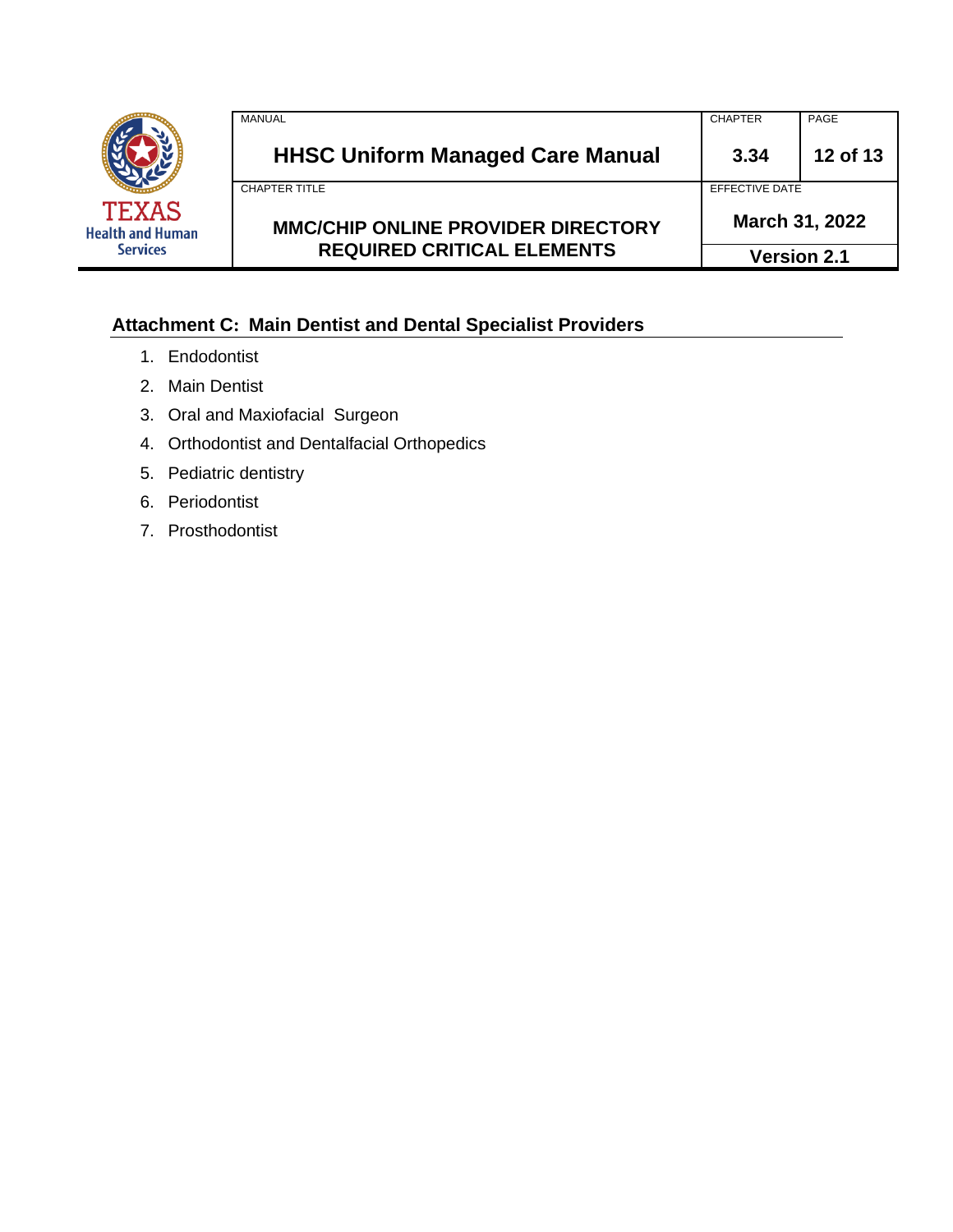## Attachment C: Main Dentist and Dental Specialist Providers

1. Endodontist
2. Main Dentist
3. Oral and Maxiofacial Surgeon
4. Orthodontist and Dentalfacial Orthopedics
5. Pediatric dentistry
6. Periodontist
7. Prosthodontist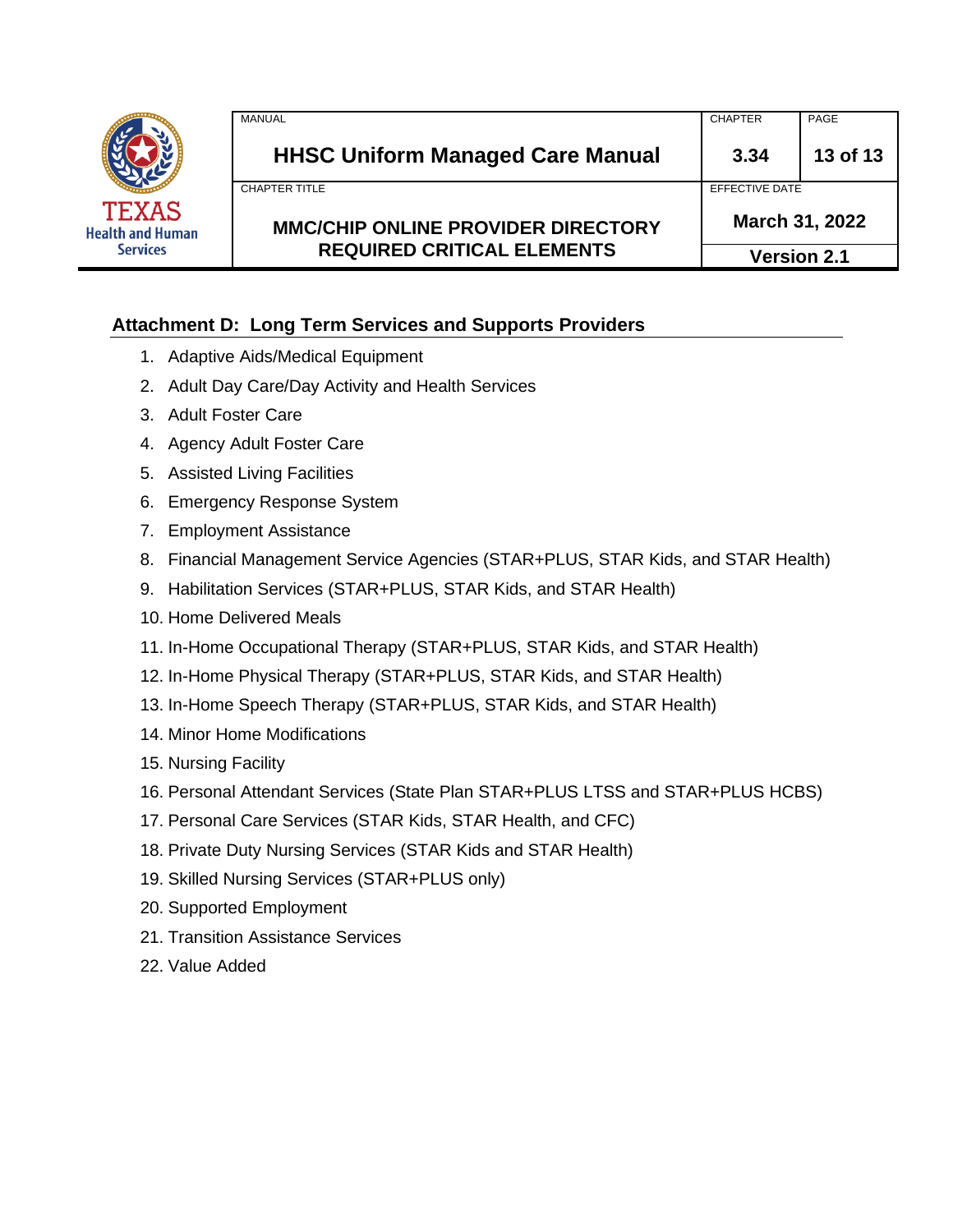## Attachment D: Long Term Services and Supports Providers

1. Adaptive Aids/Medical Equipment
2. Adult Day Care/Day Activity and Health Services
3. Adult Foster Care
4. Agency Adult Foster Care
5. Assisted Living Facilities
6. Emergency Response System
7. Employment Assistance
8. Financial Management Service Agencies (STAR+PLUS, STAR Kids, and STAR Health)
9. Habilitation Services (STAR+PLUS, STAR Kids, and STAR Health)
10. Home Delivered Meals
11. In-Home Occupational Therapy (STAR+PLUS, STAR Kids, and STAR Health)
12. In-Home Physical Therapy (STAR+PLUS, STAR Kids, and STAR Health)
13. In-Home Speech Therapy (STAR+PLUS, STAR Kids, and STAR Health)
14. Minor Home Modifications
15. Nursing Facility
16. Personal Attendant Services (State Plan STAR+PLUS LTSS and STAR+PLUS HCBS)
17. Personal Care Services (STAR Kids, STAR Health, and CFC)
18. Private Duty Nursing Services (STAR Kids and STAR Health)
19. Skilled Nursing Services (STAR+PLUS only)
20. Supported Employment
21. Transition Assistance Services
22. Value Added